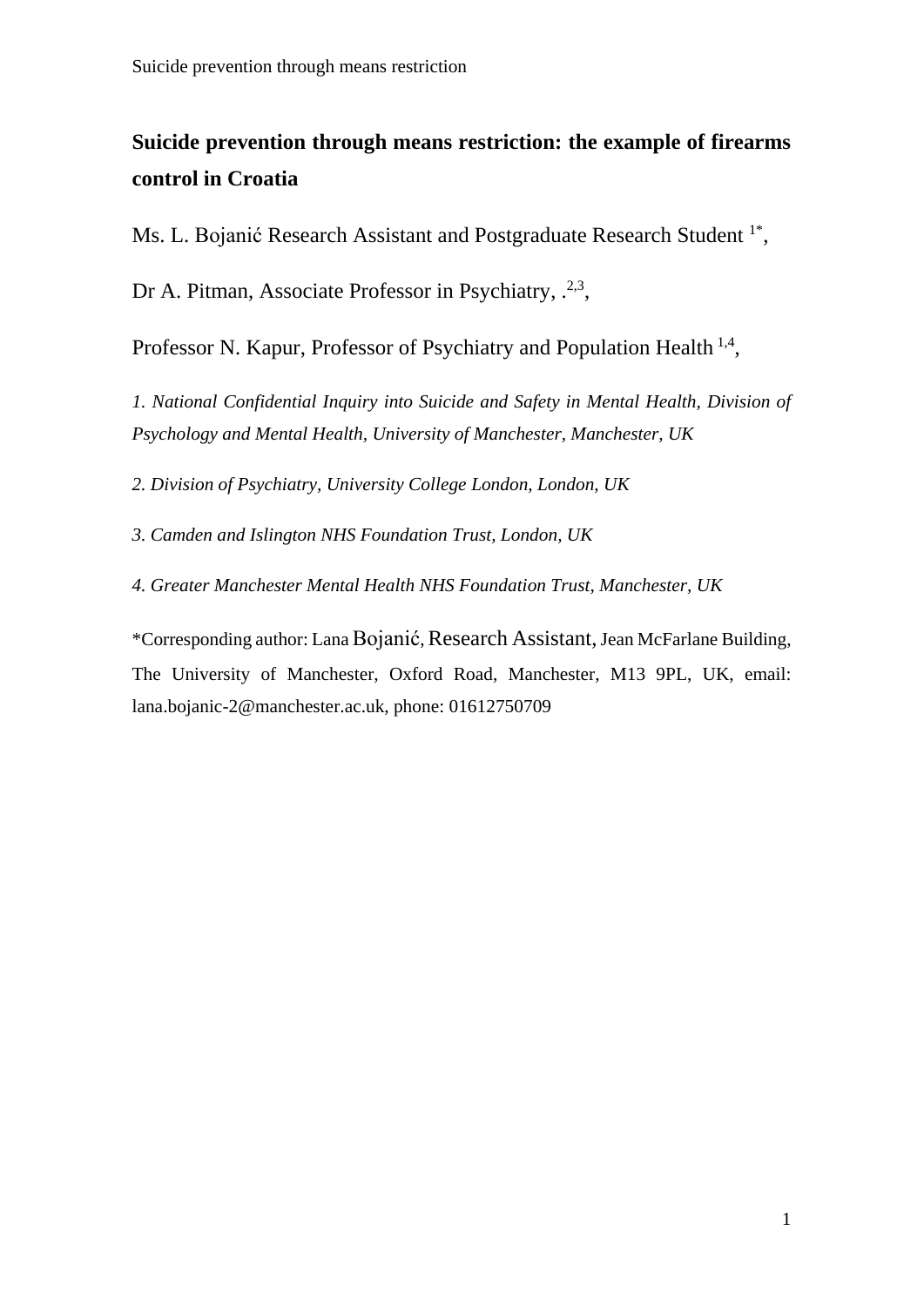# Suicide prevention through means restriction: the example of firearms control in Croatia

Ms. L. Bojanić Research Assistant and Postgraduate Research Student [1*],

Dr A. Pitman, Associate Professor in Psychiatry, .[2,3],

Professor N. Kapur, Professor of Psychiatry and Population Health [1,4],

*1. National Confidential Inquiry into Suicide and Safety in Mental Health, Division of Psychology and Mental Health, University of Manchester, Manchester, UK*

*2. Division of Psychiatry, University College London, London, UK*

*3. Camden and Islington NHS Foundation Trust, London, UK*

*4. Greater Manchester Mental Health NHS Foundation Trust, Manchester, UK*

*Corresponding author: Lana Bojanić, Research Assistant, Jean McFarlane Building, The University of Manchester, Oxford Road, Manchester, M13 9PL, UK, email: lana.bojanic-2@manchester.ac.uk, phone: 01612750709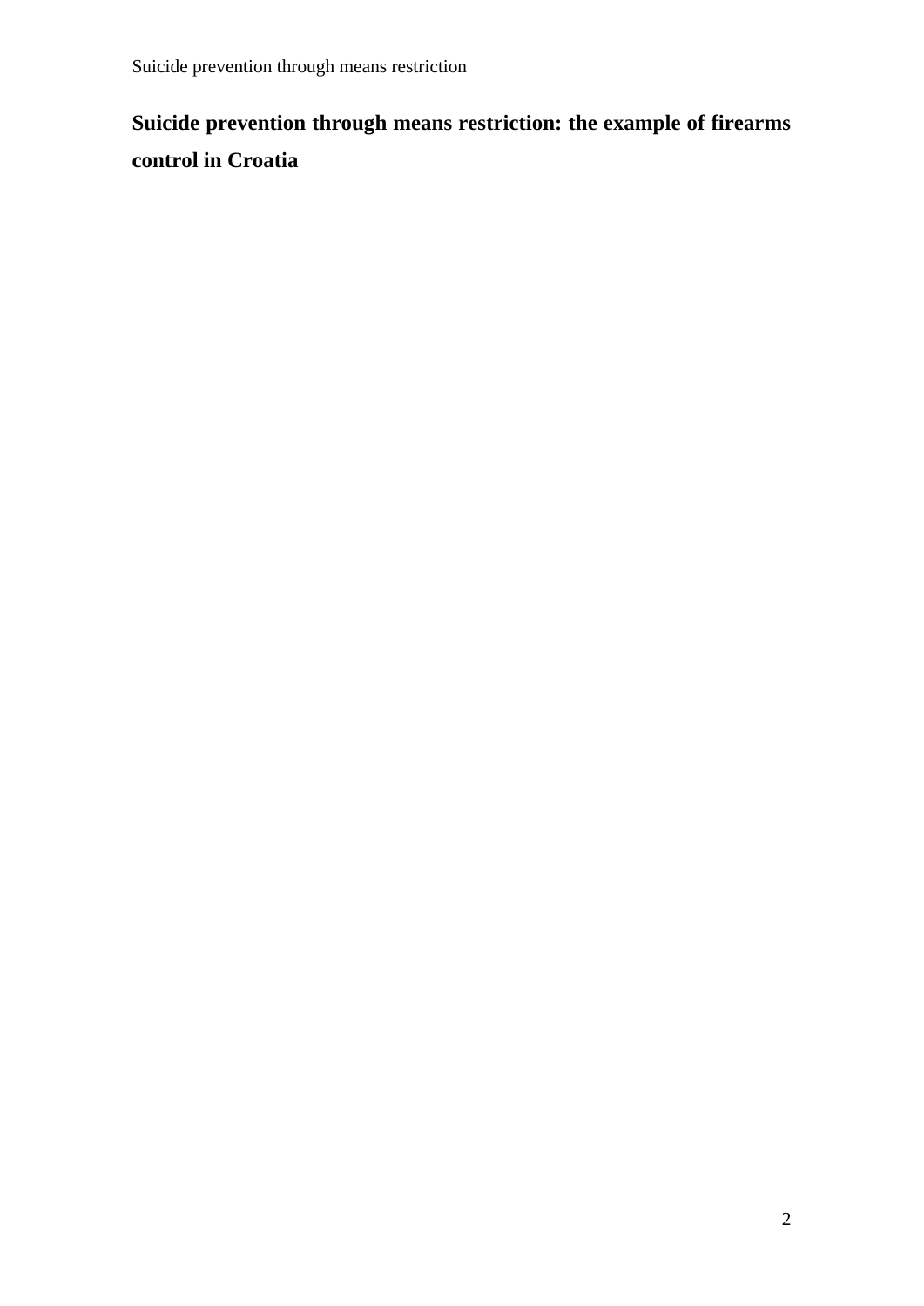# Suicide prevention through means restriction: the example of firearms control in Croatia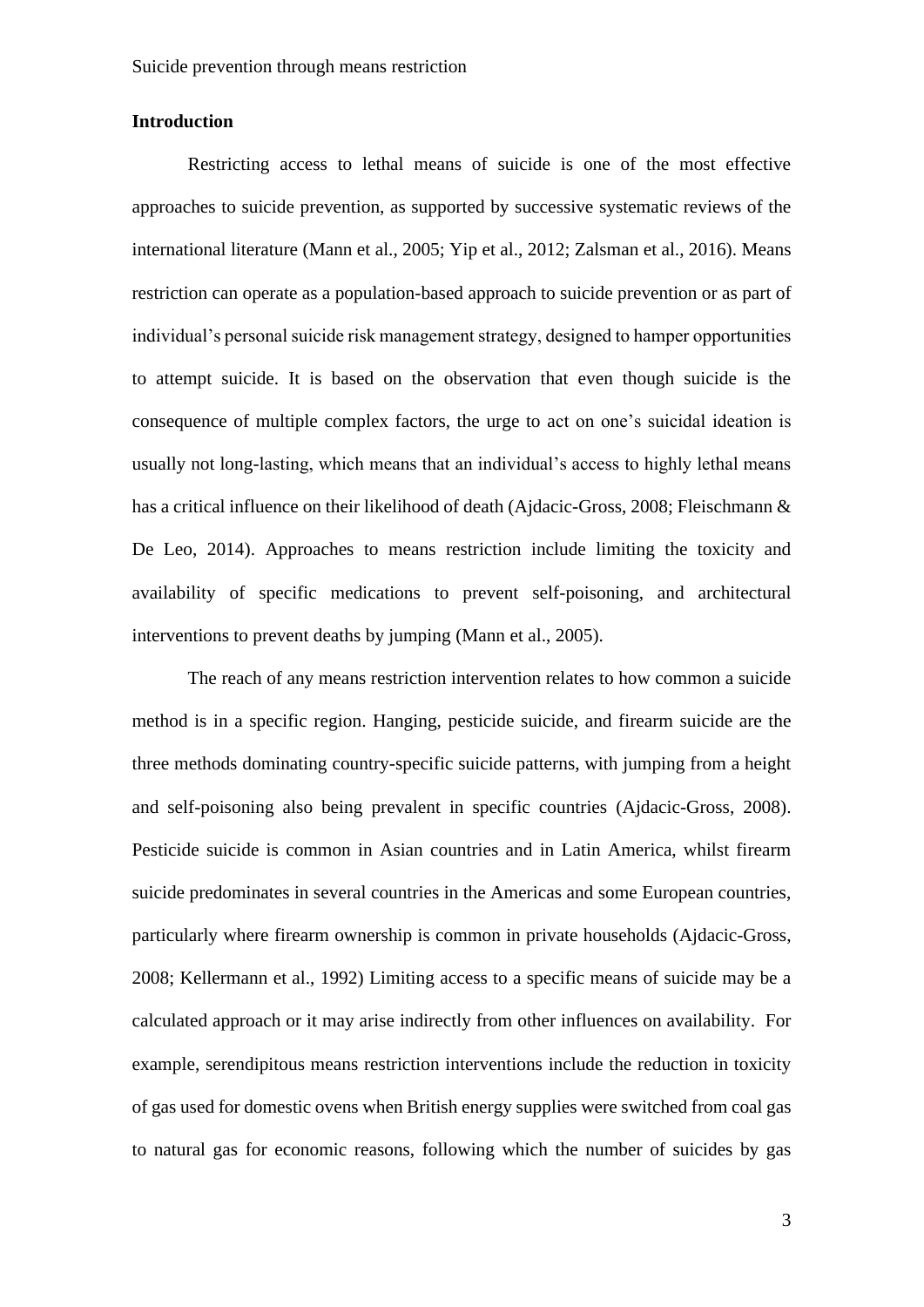## Introduction

Restricting access to lethal means of suicide is one of the most effective approaches to suicide prevention, as supported by successive systematic reviews of the international literature (Mann et al., 2005; Yip et al., 2012; Zalsman et al., 2016). Means restriction can operate as a population-based approach to suicide prevention or as part of individual's personal suicide risk management strategy, designed to hamper opportunities to attempt suicide. It is based on the observation that even though suicide is the consequence of multiple complex factors, the urge to act on one's suicidal ideation is usually not long-lasting, which means that an individual's access to highly lethal means has a critical influence on their likelihood of death (Ajdacic-Gross, 2008; Fleischmann & De Leo, 2014). Approaches to means restriction include limiting the toxicity and availability of specific medications to prevent self-poisoning, and architectural interventions to prevent deaths by jumping (Mann et al., 2005).

The reach of any means restriction intervention relates to how common a suicide method is in a specific region. Hanging, pesticide suicide, and firearm suicide are the three methods dominating country-specific suicide patterns, with jumping from a height and self-poisoning also being prevalent in specific countries (Ajdacic-Gross, 2008). Pesticide suicide is common in Asian countries and in Latin America, whilst firearm suicide predominates in several countries in the Americas and some European countries, particularly where firearm ownership is common in private households (Ajdacic-Gross, 2008; Kellermann et al., 1992) Limiting access to a specific means of suicide may be a calculated approach or it may arise indirectly from other influences on availability. For example, serendipitous means restriction interventions include the reduction in toxicity of gas used for domestic ovens when British energy supplies were switched from coal gas to natural gas for economic reasons, following which the number of suicides by gas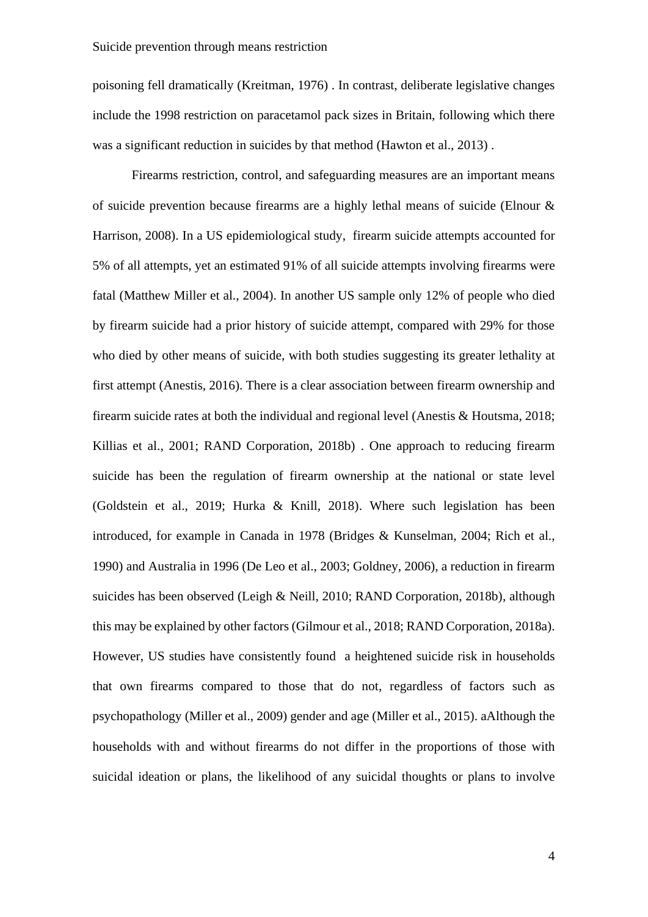poisoning fell dramatically (Kreitman, 1976) . In contrast, deliberate legislative changes include the 1998 restriction on paracetamol pack sizes in Britain, following which there was a significant reduction in suicides by that method (Hawton et al., 2013) .

Firearms restriction, control, and safeguarding measures are an important means of suicide prevention because firearms are a highly lethal means of suicide (Elnour & Harrison, 2008). In a US epidemiological study, firearm suicide attempts accounted for 5% of all attempts, yet an estimated 91% of all suicide attempts involving firearms were fatal (Matthew Miller et al., 2004). In another US sample only 12% of people who died by firearm suicide had a prior history of suicide attempt, compared with 29% for those who died by other means of suicide, with both studies suggesting its greater lethality at first attempt (Anestis, 2016). There is a clear association between firearm ownership and firearm suicide rates at both the individual and regional level (Anestis & Houtsma, 2018; Killias et al., 2001; RAND Corporation, 2018b) . One approach to reducing firearm suicide has been the regulation of firearm ownership at the national or state level (Goldstein et al., 2019; Hurka & Knill, 2018). Where such legislation has been introduced, for example in Canada in 1978 (Bridges & Kunselman, 2004; Rich et al., 1990) and Australia in 1996 (De Leo et al., 2003; Goldney, 2006), a reduction in firearm suicides has been observed (Leigh & Neill, 2010; RAND Corporation, 2018b), although this may be explained by other factors (Gilmour et al., 2018; RAND Corporation, 2018a). However, US studies have consistently found a heightened suicide risk in households that own firearms compared to those that do not, regardless of factors such as psychopathology (Miller et al., 2009) gender and age (Miller et al., 2015). aAlthough the households with and without firearms do not differ in the proportions of those with suicidal ideation or plans, the likelihood of any suicidal thoughts or plans to involve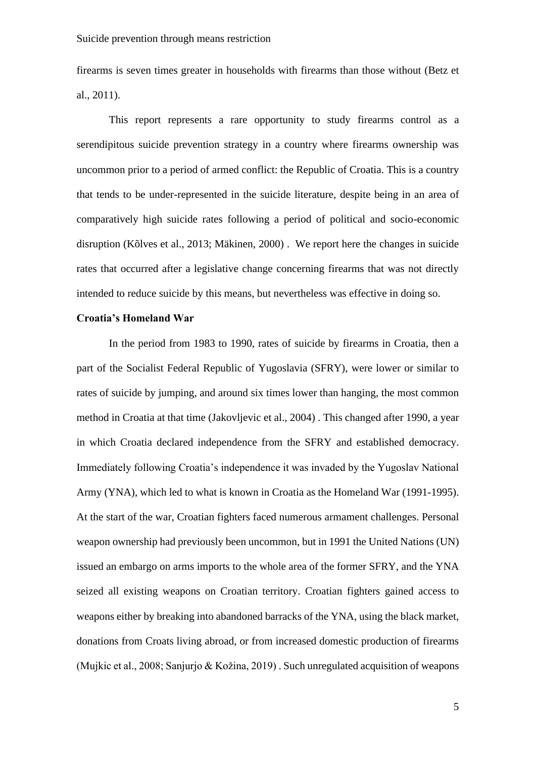firearms is seven times greater in households with firearms than those without (Betz et al., 2011).

This report represents a rare opportunity to study firearms control as a serendipitous suicide prevention strategy in a country where firearms ownership was uncommon prior to a period of armed conflict: the Republic of Croatia. This is a country that tends to be under-represented in the suicide literature, despite being in an area of comparatively high suicide rates following a period of political and socio-economic disruption (Kõlves et al., 2013; Mäkinen, 2000) . We report here the changes in suicide rates that occurred after a legislative change concerning firearms that was not directly intended to reduce suicide by this means, but nevertheless was effective in doing so.

**Croatia's Homeland War**

In the period from 1983 to 1990, rates of suicide by firearms in Croatia, then a part of the Socialist Federal Republic of Yugoslavia (SFRY), were lower or similar to rates of suicide by jumping, and around six times lower than hanging, the most common method in Croatia at that time (Jakovljevic et al., 2004) . This changed after 1990, a year in which Croatia declared independence from the SFRY and established democracy. Immediately following Croatia's independence it was invaded by the Yugoslav National Army (YNA), which led to what is known in Croatia as the Homeland War (1991-1995). At the start of the war, Croatian fighters faced numerous armament challenges. Personal weapon ownership had previously been uncommon, but in 1991 the United Nations (UN) issued an embargo on arms imports to the whole area of the former SFRY, and the YNA seized all existing weapons on Croatian territory. Croatian fighters gained access to weapons either by breaking into abandoned barracks of the YNA, using the black market, donations from Croats living abroad, or from increased domestic production of firearms (Mujkic et al., 2008; Sanjurjo & Kožina, 2019) . Such unregulated acquisition of weapons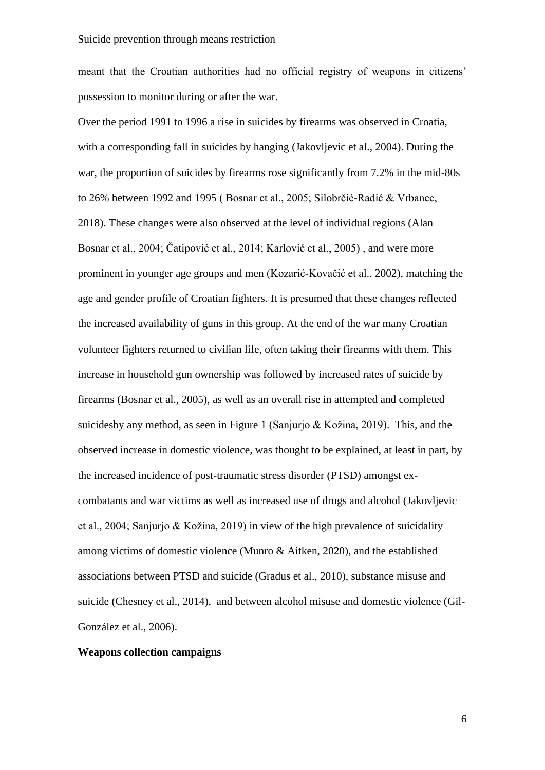meant that the Croatian authorities had no official registry of weapons in citizens' possession to monitor during or after the war.

Over the period 1991 to 1996 a rise in suicides by firearms was observed in Croatia, with a corresponding fall in suicides by hanging (Jakovljevic et al., 2004). During the war, the proportion of suicides by firearms rose significantly from 7.2% in the mid-80s to 26% between 1992 and 1995 ( Bosnar et al., 2005; Silobrčić-Radić & Vrbanec, 2018). These changes were also observed at the level of individual regions (Alan Bosnar et al., 2004; Čatipović et al., 2014; Karlović et al., 2005) , and were more prominent in younger age groups and men (Kozarić-Kovačić et al., 2002), matching the age and gender profile of Croatian fighters. It is presumed that these changes reflected the increased availability of guns in this group. At the end of the war many Croatian volunteer fighters returned to civilian life, often taking their firearms with them. This increase in household gun ownership was followed by increased rates of suicide by firearms (Bosnar et al., 2005), as well as an overall rise in attempted and completed suicidesby any method, as seen in Figure 1 (Sanjurjo & Kožina, 2019). This, and the observed increase in domestic violence, was thought to be explained, at least in part, by the increased incidence of post-traumatic stress disorder (PTSD) amongst ex-combatants and war victims as well as increased use of drugs and alcohol (Jakovljevic et al., 2004; Sanjurjo & Kožina, 2019) in view of the high prevalence of suicidality among victims of domestic violence (Munro & Aitken, 2020), and the established associations between PTSD and suicide (Gradus et al., 2010), substance misuse and suicide (Chesney et al., 2014), and between alcohol misuse and domestic violence (Gil-González et al., 2006).

**Weapons collection campaigns**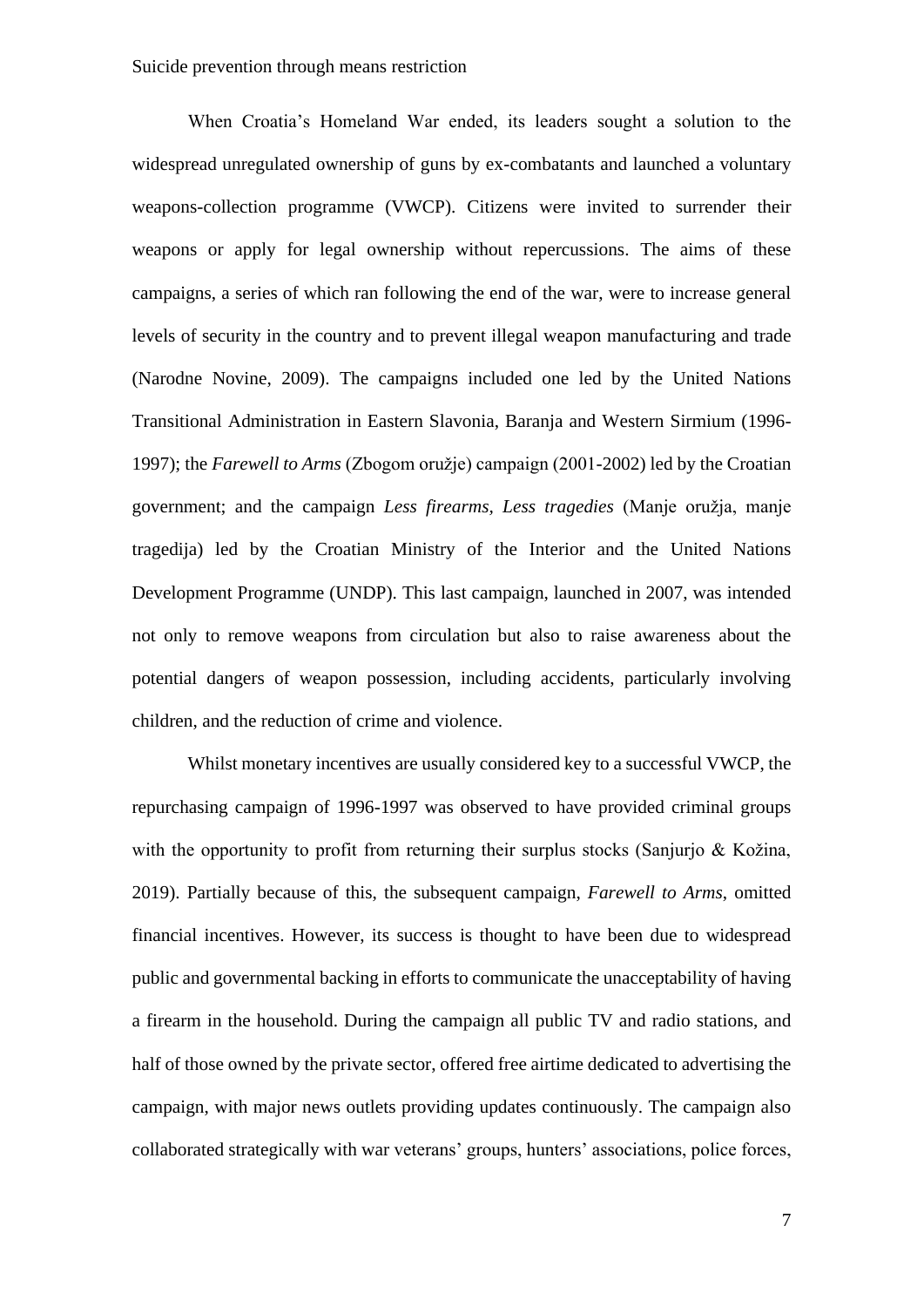When Croatia's Homeland War ended, its leaders sought a solution to the widespread unregulated ownership of guns by ex-combatants and launched a voluntary weapons-collection programme (VWCP). Citizens were invited to surrender their weapons or apply for legal ownership without repercussions. The aims of these campaigns, a series of which ran following the end of the war, were to increase general levels of security in the country and to prevent illegal weapon manufacturing and trade (Narodne Novine, 2009). The campaigns included one led by the United Nations Transitional Administration in Eastern Slavonia, Baranja and Western Sirmium (1996-1997); the *Farewell to Arms* (Zbogom oružje) campaign (2001-2002) led by the Croatian government; and the campaign *Less firearms, Less tragedies* (Manje oružja, manje tragedija) led by the Croatian Ministry of the Interior and the United Nations Development Programme (UNDP). This last campaign, launched in 2007, was intended not only to remove weapons from circulation but also to raise awareness about the potential dangers of weapon possession, including accidents, particularly involving children, and the reduction of crime and violence.

Whilst monetary incentives are usually considered key to a successful VWCP, the repurchasing campaign of 1996-1997 was observed to have provided criminal groups with the opportunity to profit from returning their surplus stocks (Sanjurjo & Kožina, 2019). Partially because of this, the subsequent campaign, *Farewell to Arms*, omitted financial incentives. However, its success is thought to have been due to widespread public and governmental backing in efforts to communicate the unacceptability of having a firearm in the household. During the campaign all public TV and radio stations, and half of those owned by the private sector, offered free airtime dedicated to advertising the campaign, with major news outlets providing updates continuously. The campaign also collaborated strategically with war veterans' groups, hunters' associations, police forces,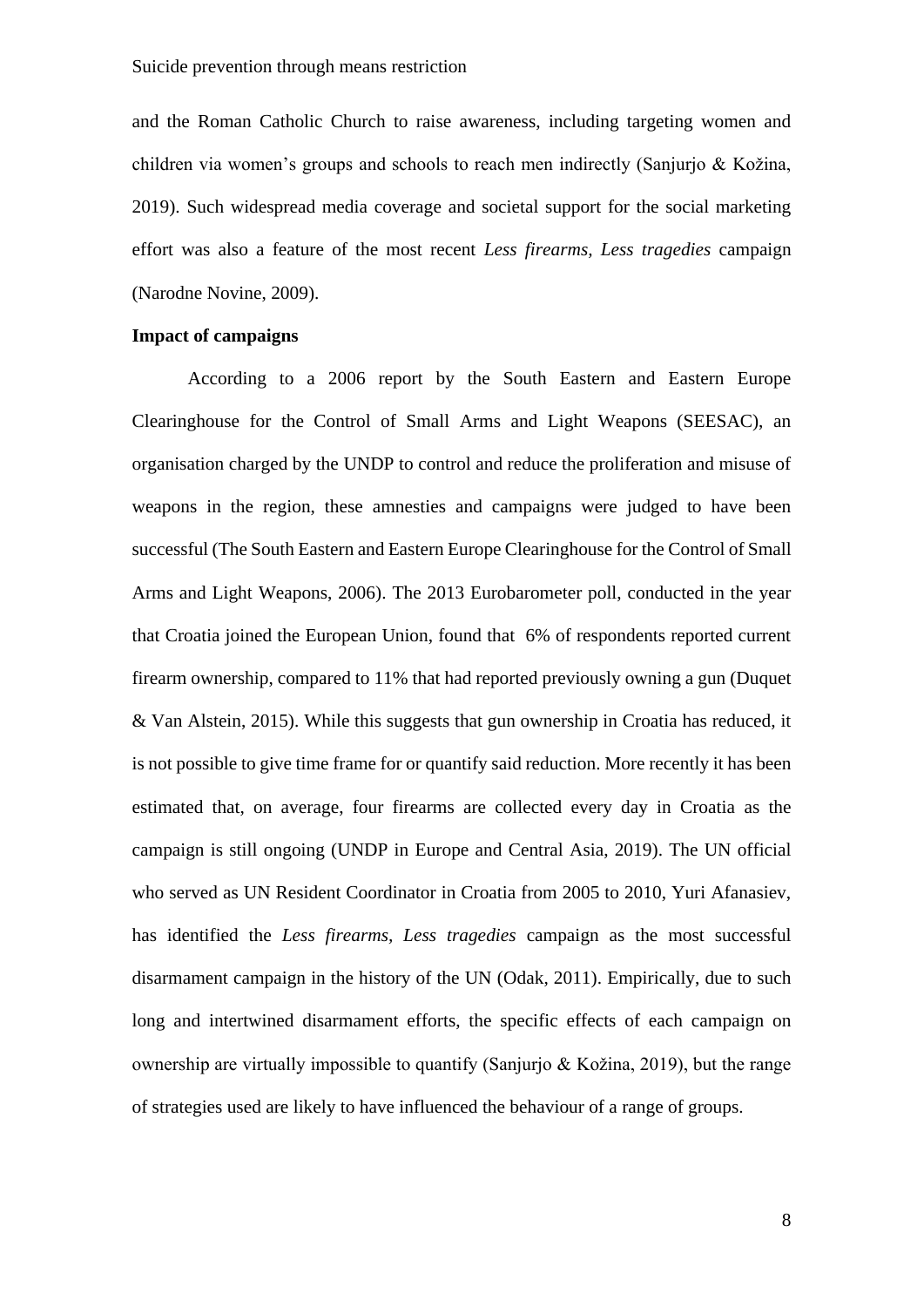and the Roman Catholic Church to raise awareness, including targeting women and children via women's groups and schools to reach men indirectly (Sanjurjo & Kožina, 2019). Such widespread media coverage and societal support for the social marketing effort was also a feature of the most recent *Less firearms, Less tragedies* campaign (Narodne Novine, 2009).

**Impact of campaigns**

According to a 2006 report by the South Eastern and Eastern Europe Clearinghouse for the Control of Small Arms and Light Weapons (SEESAC), an organisation charged by the UNDP to control and reduce the proliferation and misuse of weapons in the region, these amnesties and campaigns were judged to have been successful (The South Eastern and Eastern Europe Clearinghouse for the Control of Small Arms and Light Weapons, 2006). The 2013 Eurobarometer poll, conducted in the year that Croatia joined the European Union, found that 6% of respondents reported current firearm ownership, compared to 11% that had reported previously owning a gun (Duquet & Van Alstein, 2015). While this suggests that gun ownership in Croatia has reduced, it is not possible to give time frame for or quantify said reduction. More recently it has been estimated that, on average, four firearms are collected every day in Croatia as the campaign is still ongoing (UNDP in Europe and Central Asia, 2019). The UN official who served as UN Resident Coordinator in Croatia from 2005 to 2010, Yuri Afanasiev, has identified the *Less firearms, Less tragedies* campaign as the most successful disarmament campaign in the history of the UN (Odak, 2011). Empirically, due to such long and intertwined disarmament efforts, the specific effects of each campaign on ownership are virtually impossible to quantify (Sanjurjo & Kožina, 2019), but the range of strategies used are likely to have influenced the behaviour of a range of groups.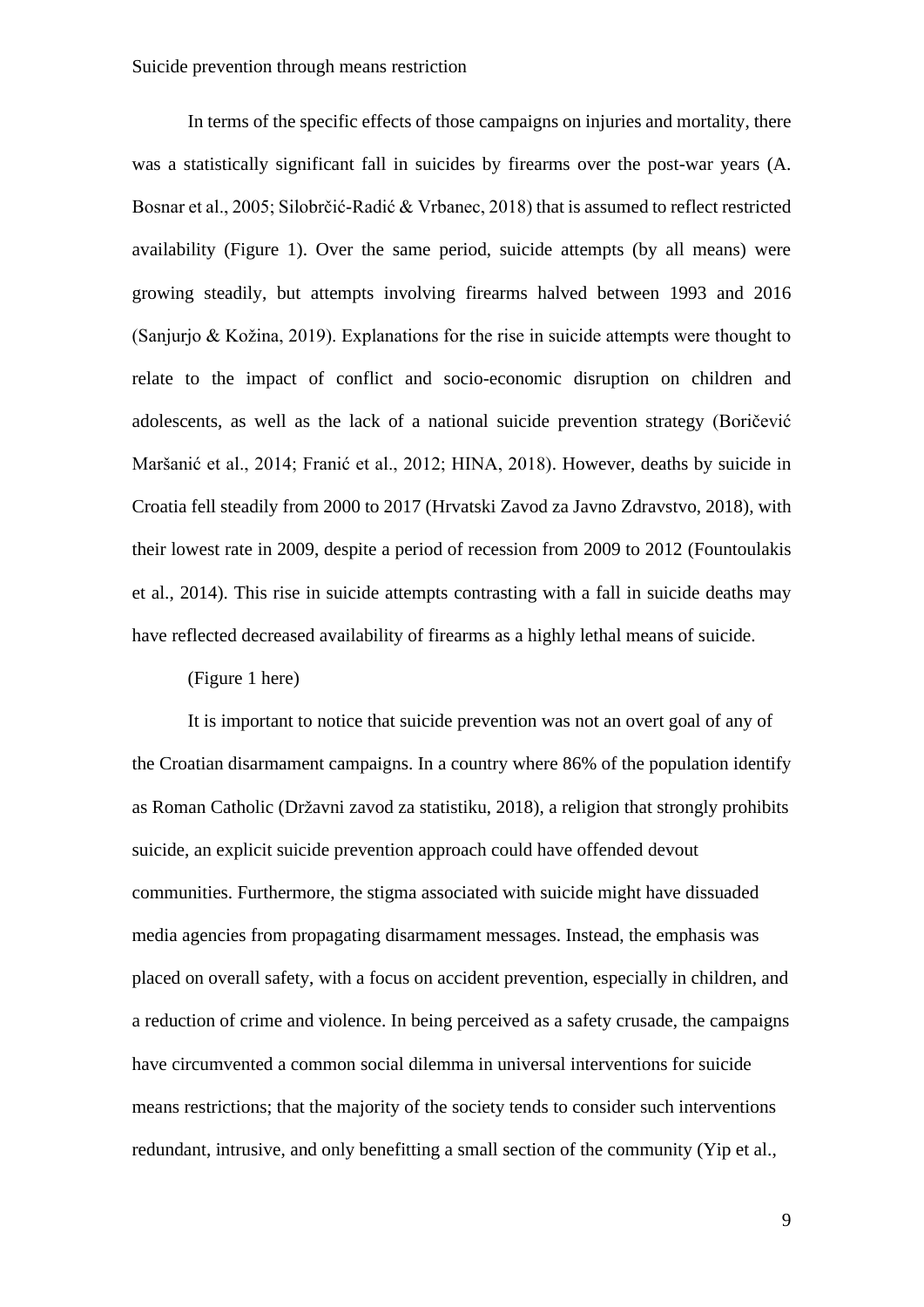In terms of the specific effects of those campaigns on injuries and mortality, there was a statistically significant fall in suicides by firearms over the post-war years (A. Bosnar et al., 2005; Silobrčić-Radić & Vrbanec, 2018) that is assumed to reflect restricted availability (Figure 1). Over the same period, suicide attempts (by all means) were growing steadily, but attempts involving firearms halved between 1993 and 2016 (Sanjurjo & Kožina, 2019). Explanations for the rise in suicide attempts were thought to relate to the impact of conflict and socio-economic disruption on children and adolescents, as well as the lack of a national suicide prevention strategy (Boričević Maršanić et al., 2014; Franić et al., 2012; HINA, 2018). However, deaths by suicide in Croatia fell steadily from 2000 to 2017 (Hrvatski Zavod za Javno Zdravstvo, 2018), with their lowest rate in 2009, despite a period of recession from 2009 to 2012 (Fountoulakis et al., 2014). This rise in suicide attempts contrasting with a fall in suicide deaths may have reflected decreased availability of firearms as a highly lethal means of suicide.

(Figure 1 here)

It is important to notice that suicide prevention was not an overt goal of any of the Croatian disarmament campaigns. In a country where 86% of the population identify as Roman Catholic (Državni zavod za statistiku, 2018), a religion that strongly prohibits suicide, an explicit suicide prevention approach could have offended devout communities. Furthermore, the stigma associated with suicide might have dissuaded media agencies from propagating disarmament messages. Instead, the emphasis was placed on overall safety, with a focus on accident prevention, especially in children, and a reduction of crime and violence. In being perceived as a safety crusade, the campaigns have circumvented a common social dilemma in universal interventions for suicide means restrictions; that the majority of the society tends to consider such interventions redundant, intrusive, and only benefitting a small section of the community (Yip et al.,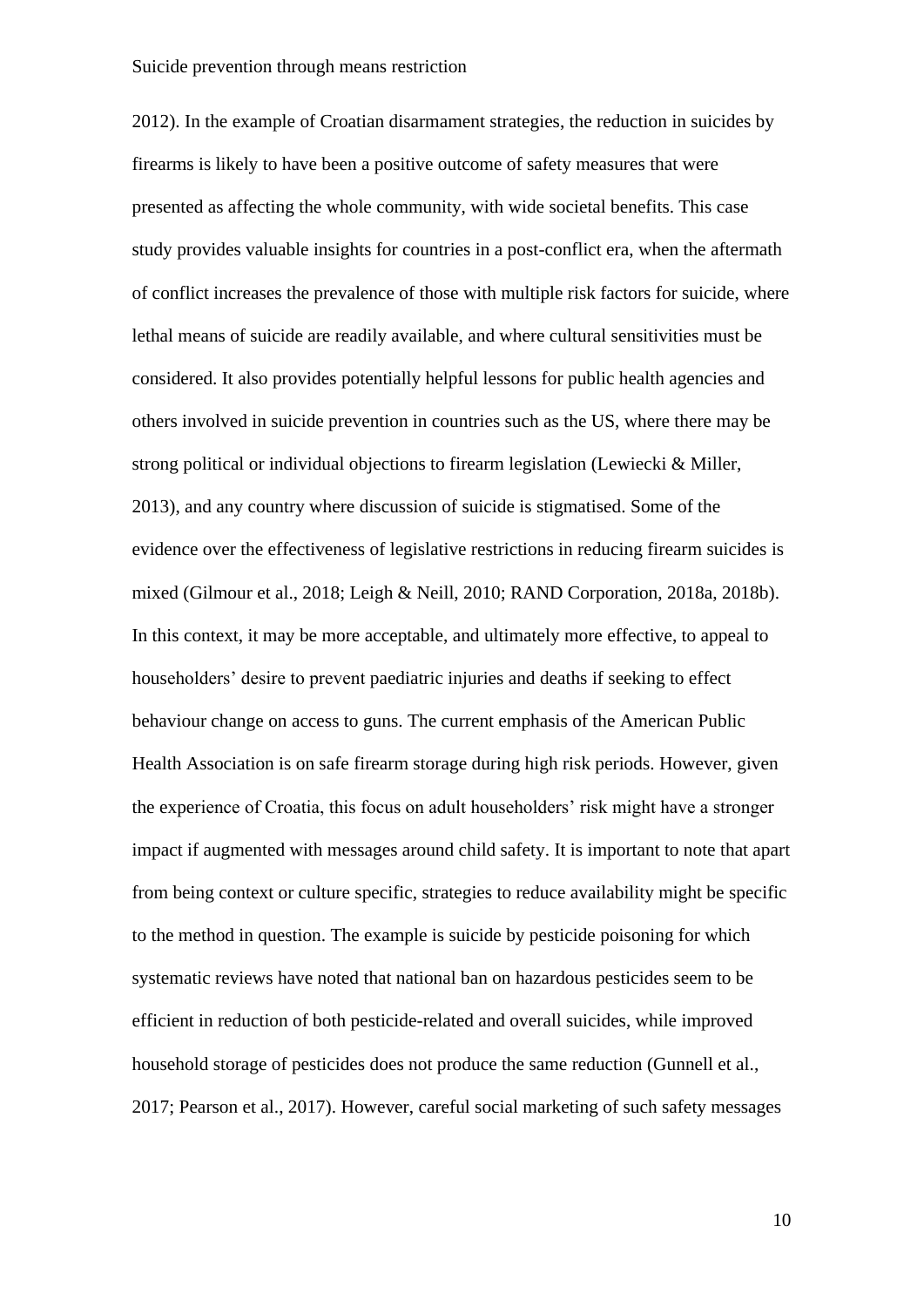2012). In the example of Croatian disarmament strategies, the reduction in suicides by firearms is likely to have been a positive outcome of safety measures that were presented as affecting the whole community, with wide societal benefits. This case study provides valuable insights for countries in a post-conflict era, when the aftermath of conflict increases the prevalence of those with multiple risk factors for suicide, where lethal means of suicide are readily available, and where cultural sensitivities must be considered. It also provides potentially helpful lessons for public health agencies and others involved in suicide prevention in countries such as the US, where there may be strong political or individual objections to firearm legislation (Lewiecki & Miller, 2013), and any country where discussion of suicide is stigmatised. Some of the evidence over the effectiveness of legislative restrictions in reducing firearm suicides is mixed (Gilmour et al., 2018; Leigh & Neill, 2010; RAND Corporation, 2018a, 2018b). In this context, it may be more acceptable, and ultimately more effective, to appeal to householders' desire to prevent paediatric injuries and deaths if seeking to effect behaviour change on access to guns. The current emphasis of the American Public Health Association is on safe firearm storage during high risk periods. However, given the experience of Croatia, this focus on adult householders' risk might have a stronger impact if augmented with messages around child safety. It is important to note that apart from being context or culture specific, strategies to reduce availability might be specific to the method in question. The example is suicide by pesticide poisoning for which systematic reviews have noted that national ban on hazardous pesticides seem to be efficient in reduction of both pesticide-related and overall suicides, while improved household storage of pesticides does not produce the same reduction (Gunnell et al., 2017; Pearson et al., 2017). However, careful social marketing of such safety messages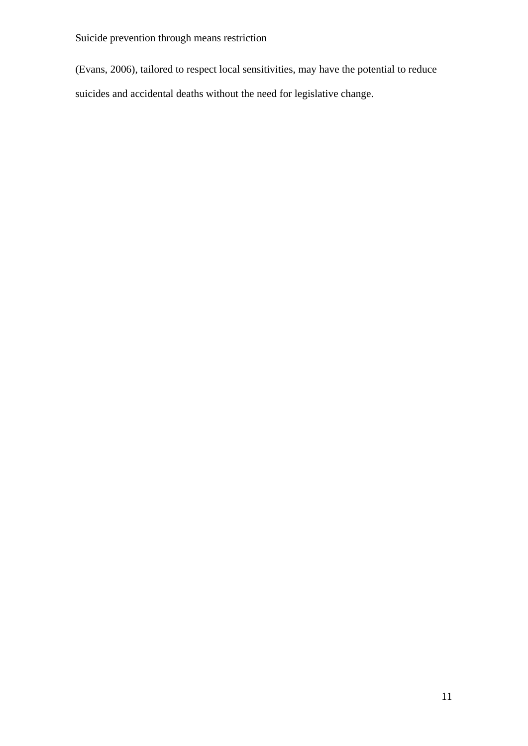(Evans, 2006), tailored to respect local sensitivities, may have the potential to reduce suicides and accidental deaths without the need for legislative change.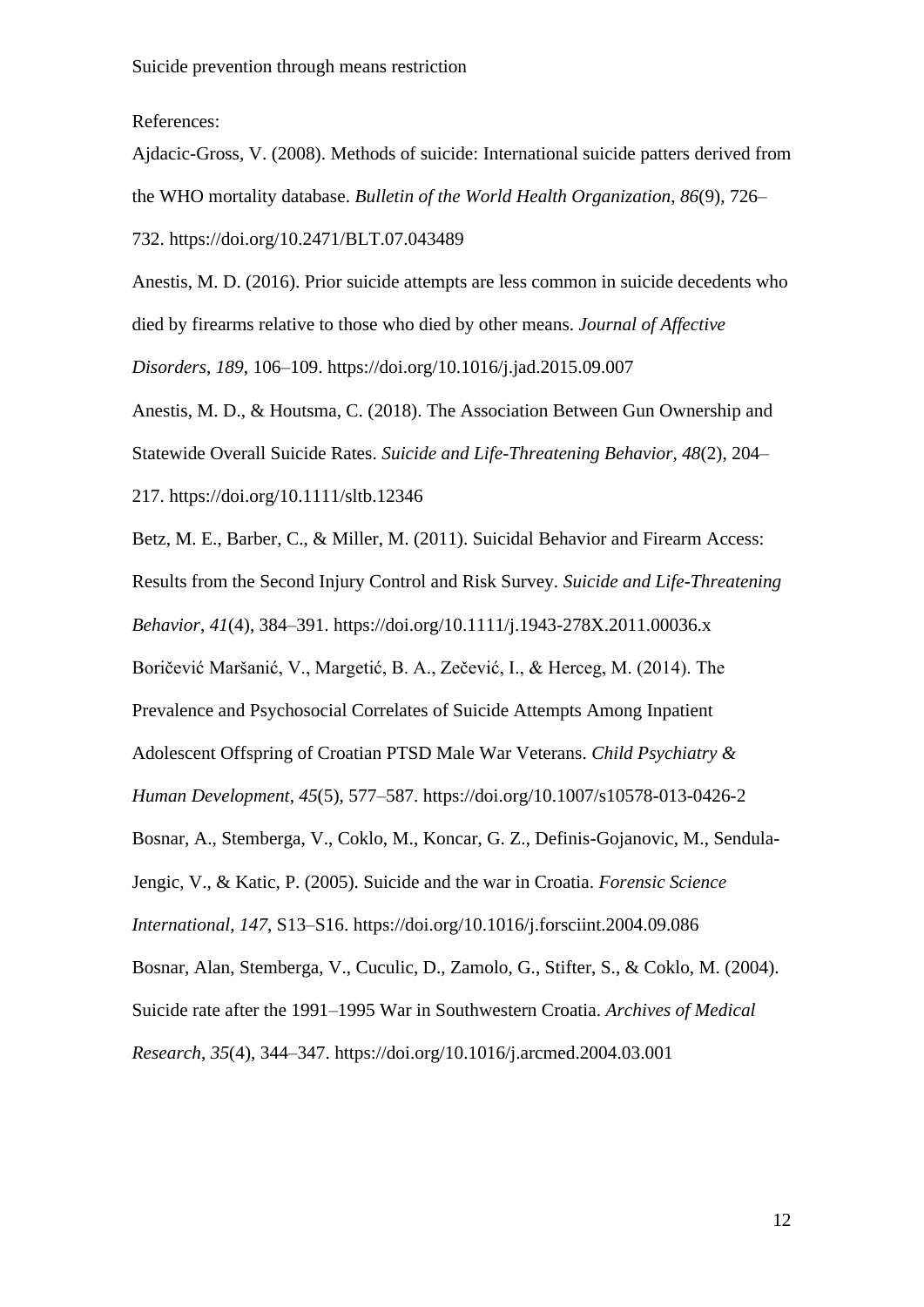References:

Ajdacic-Gross, V. (2008). Methods of suicide: International suicide patters derived from the WHO mortality database. *Bulletin of the World Health Organization*, *86*(9), 726–732. https://doi.org/10.2471/BLT.07.043489

Anestis, M. D. (2016). Prior suicide attempts are less common in suicide decedents who died by firearms relative to those who died by other means. *Journal of Affective Disorders*, *189*, 106–109. https://doi.org/10.1016/j.jad.2015.09.007

Anestis, M. D., & Houtsma, C. (2018). The Association Between Gun Ownership and Statewide Overall Suicide Rates. *Suicide and Life-Threatening Behavior*, *48*(2), 204–217. https://doi.org/10.1111/sltb.12346

Betz, M. E., Barber, C., & Miller, M. (2011). Suicidal Behavior and Firearm Access: Results from the Second Injury Control and Risk Survey. *Suicide and Life-Threatening Behavior*, *41*(4), 384–391. https://doi.org/10.1111/j.1943-278X.2011.00036.x

Boričević Maršanić, V., Margetić, B. A., Zečević, I., & Herceg, M. (2014). The Prevalence and Psychosocial Correlates of Suicide Attempts Among Inpatient Adolescent Offspring of Croatian PTSD Male War Veterans. *Child Psychiatry & Human Development*, *45*(5), 577–587. https://doi.org/10.1007/s10578-013-0426-2

Bosnar, A., Stemberga, V., Coklo, M., Koncar, G. Z., Definis-Gojanovic, M., Sendula-Jengic, V., & Katic, P. (2005). Suicide and the war in Croatia. *Forensic Science International*, *147*, S13–S16. https://doi.org/10.1016/j.forsciint.2004.09.086

Bosnar, Alan, Stemberga, V., Cuculic, D., Zamolo, G., Stifter, S., & Coklo, M. (2004). Suicide rate after the 1991–1995 War in Southwestern Croatia. *Archives of Medical Research*, *35*(4), 344–347. https://doi.org/10.1016/j.arcmed.2004.03.001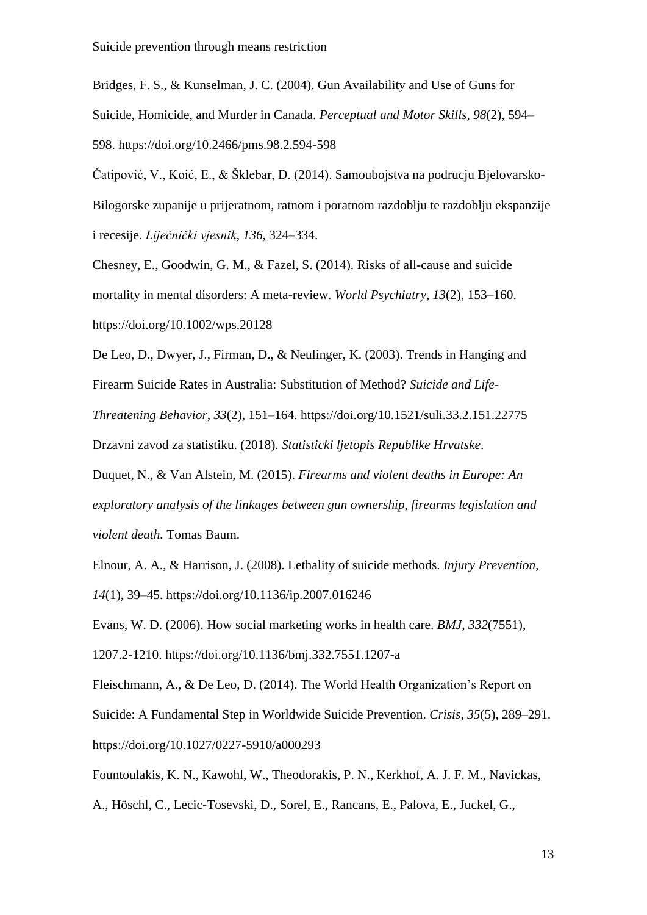Bridges, F. S., & Kunselman, J. C. (2004). Gun Availability and Use of Guns for Suicide, Homicide, and Murder in Canada. *Perceptual and Motor Skills*, *98*(2), 594–598. https://doi.org/10.2466/pms.98.2.594-598

Čatipović, V., Koić, E., & Šklebar, D. (2014). Samoubojstva na podrucju Bjelovarsko-Bilogorske zupanije u prijeratnom, ratnom i poratnom razdoblju te razdoblju ekspanzije i recesije. *Liječnički vjesnik*, *136*, 324–334.

Chesney, E., Goodwin, G. M., & Fazel, S. (2014). Risks of all-cause and suicide mortality in mental disorders: A meta-review. *World Psychiatry*, *13*(2), 153–160. https://doi.org/10.1002/wps.20128

De Leo, D., Dwyer, J., Firman, D., & Neulinger, K. (2003). Trends in Hanging and Firearm Suicide Rates in Australia: Substitution of Method? *Suicide and Life-Threatening Behavior*, *33*(2), 151–164. https://doi.org/10.1521/suli.33.2.151.22775

Drzavni zavod za statistiku. (2018). *Statisticki ljetopis Republike Hrvatske*.

Duquet, N., & Van Alstein, M. (2015). *Firearms and violent deaths in Europe: An exploratory analysis of the linkages between gun ownership, firearms legislation and violent death.* Tomas Baum.

Elnour, A. A., & Harrison, J. (2008). Lethality of suicide methods. *Injury Prevention*, *14*(1), 39–45. https://doi.org/10.1136/ip.2007.016246

Evans, W. D. (2006). How social marketing works in health care. *BMJ*, *332*(7551), 1207.2-1210. https://doi.org/10.1136/bmj.332.7551.1207-a

Fleischmann, A., & De Leo, D. (2014). The World Health Organization's Report on Suicide: A Fundamental Step in Worldwide Suicide Prevention. *Crisis*, *35*(5), 289–291. https://doi.org/10.1027/0227-5910/a000293

Fountoulakis, K. N., Kawohl, W., Theodorakis, P. N., Kerkhof, A. J. F. M., Navickas, A., Höschl, C., Lecic-Tosevski, D., Sorel, E., Rancans, E., Palova, E., Juckel, G.,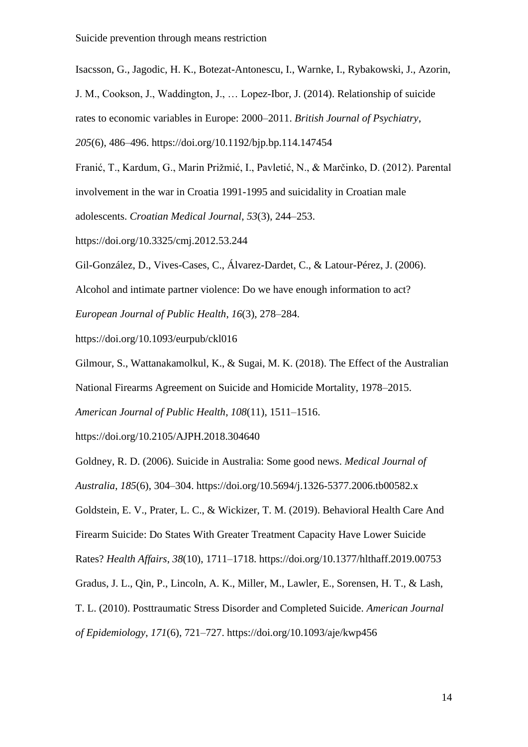Isacsson, G., Jagodic, H. K., Botezat-Antonescu, I., Warnke, I., Rybakowski, J., Azorin, J. M., Cookson, J., Waddington, J., … Lopez-Ibor, J. (2014). Relationship of suicide rates to economic variables in Europe: 2000–2011. *British Journal of Psychiatry*, *205*(6), 486–496. https://doi.org/10.1192/bjp.bp.114.147454

Franić, T., Kardum, G., Marin Prižmić, I., Pavletić, N., & Marčinko, D. (2012). Parental involvement in the war in Croatia 1991-1995 and suicidality in Croatian male adolescents. *Croatian Medical Journal*, *53*(3), 244–253. https://doi.org/10.3325/cmj.2012.53.244

Gil-González, D., Vives-Cases, C., Álvarez-Dardet, C., & Latour-Pérez, J. (2006). Alcohol and intimate partner violence: Do we have enough information to act? *European Journal of Public Health*, *16*(3), 278–284. https://doi.org/10.1093/eurpub/ckl016

Gilmour, S., Wattanakamolkul, K., & Sugai, M. K. (2018). The Effect of the Australian National Firearms Agreement on Suicide and Homicide Mortality, 1978–2015. *American Journal of Public Health*, *108*(11), 1511–1516. https://doi.org/10.2105/AJPH.2018.304640

Goldney, R. D. (2006). Suicide in Australia: Some good news. *Medical Journal of Australia*, *185*(6), 304–304. https://doi.org/10.5694/j.1326-5377.2006.tb00582.x

Goldstein, E. V., Prater, L. C., & Wickizer, T. M. (2019). Behavioral Health Care And Firearm Suicide: Do States With Greater Treatment Capacity Have Lower Suicide Rates? *Health Affairs*, *38*(10), 1711–1718. https://doi.org/10.1377/hlthaff.2019.00753

Gradus, J. L., Qin, P., Lincoln, A. K., Miller, M., Lawler, E., Sorensen, H. T., & Lash, T. L. (2010). Posttraumatic Stress Disorder and Completed Suicide. *American Journal of Epidemiology*, *171*(6), 721–727. https://doi.org/10.1093/aje/kwp456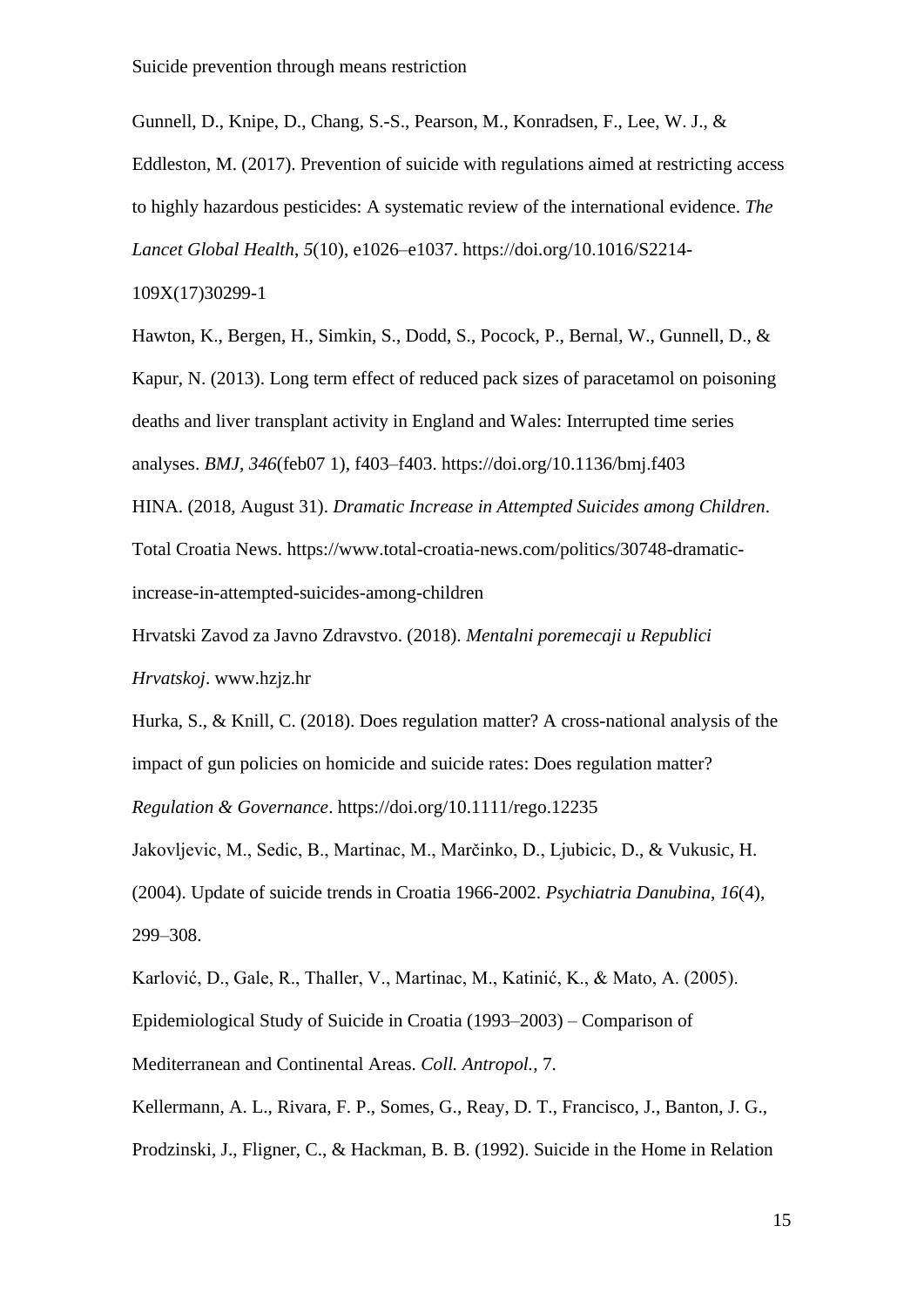Gunnell, D., Knipe, D., Chang, S.-S., Pearson, M., Konradsen, F., Lee, W. J., & Eddleston, M. (2017). Prevention of suicide with regulations aimed at restricting access to highly hazardous pesticides: A systematic review of the international evidence. *The Lancet Global Health*, *5*(10), e1026–e1037. https://doi.org/10.1016/S2214-109X(17)30299-1

Hawton, K., Bergen, H., Simkin, S., Dodd, S., Pocock, P., Bernal, W., Gunnell, D., & Kapur, N. (2013). Long term effect of reduced pack sizes of paracetamol on poisoning deaths and liver transplant activity in England and Wales: Interrupted time series analyses. *BMJ*, *346*(feb07 1), f403–f403. https://doi.org/10.1136/bmj.f403

HINA. (2018, August 31). *Dramatic Increase in Attempted Suicides among Children*. Total Croatia News. https://www.total-croatia-news.com/politics/30748-dramatic-increase-in-attempted-suicides-among-children

Hrvatski Zavod za Javno Zdravstvo. (2018). *Mentalni poremecaji u Republici Hrvatskoj*. www.hzjz.hr

Hurka, S., & Knill, C. (2018). Does regulation matter? A cross-national analysis of the impact of gun policies on homicide and suicide rates: Does regulation matter? *Regulation & Governance*. https://doi.org/10.1111/rego.12235

Jakovljevic, M., Sedic, B., Martinac, M., Marčinko, D., Ljubicic, D., & Vukusic, H. (2004). Update of suicide trends in Croatia 1966-2002. *Psychiatria Danubina*, *16*(4), 299–308.

Karlović, D., Gale, R., Thaller, V., Martinac, M., Katinić, K., & Mato, A. (2005). Epidemiological Study of Suicide in Croatia (1993–2003) – Comparison of Mediterranean and Continental Areas. *Coll. Antropol.*, 7.

Kellermann, A. L., Rivara, F. P., Somes, G., Reay, D. T., Francisco, J., Banton, J. G., Prodzinski, J., Fligner, C., & Hackman, B. B. (1992). Suicide in the Home in Relation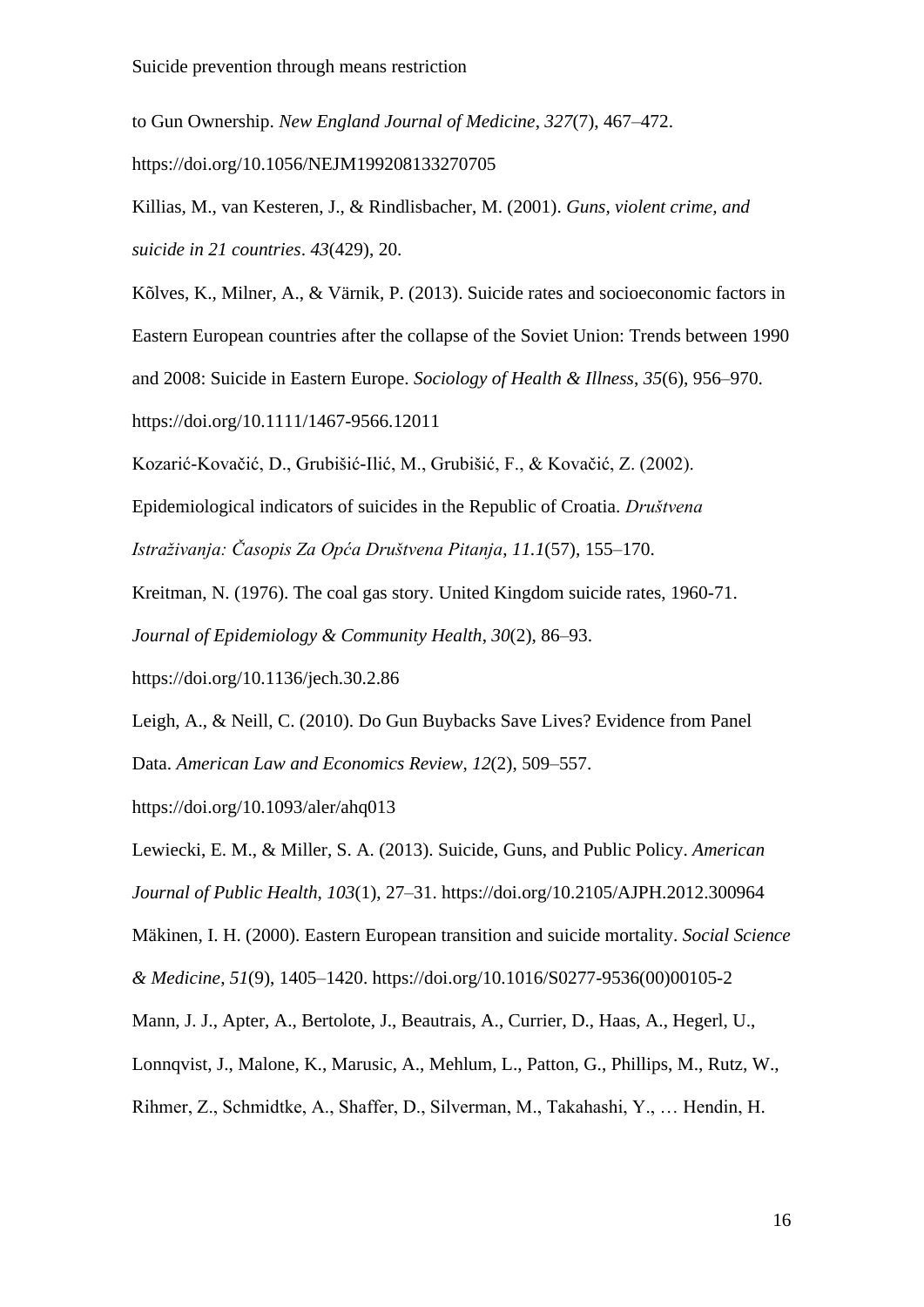to Gun Ownership. *New England Journal of Medicine*, *327*(7), 467–472. https://doi.org/10.1056/NEJM199208133270705

Killias, M., van Kesteren, J., & Rindlisbacher, M. (2001). *Guns, violent crime, and suicide in 21 countries*. *43*(429), 20.

Kõlves, K., Milner, A., & Värnik, P. (2013). Suicide rates and socioeconomic factors in Eastern European countries after the collapse of the Soviet Union: Trends between 1990 and 2008: Suicide in Eastern Europe. *Sociology of Health & Illness*, *35*(6), 956–970. https://doi.org/10.1111/1467-9566.12011

Kozarić-Kovačić, D., Grubišić-Ilić, M., Grubišić, F., & Kovačić, Z. (2002). Epidemiological indicators of suicides in the Republic of Croatia. *Društvena Istraživanja: Časopis Za Opća Društvena Pitanja*, *11.1*(57), 155–170.

Kreitman, N. (1976). The coal gas story. United Kingdom suicide rates, 1960-71. *Journal of Epidemiology & Community Health*, *30*(2), 86–93. https://doi.org/10.1136/jech.30.2.86

Leigh, A., & Neill, C. (2010). Do Gun Buybacks Save Lives? Evidence from Panel Data. *American Law and Economics Review*, *12*(2), 509–557. https://doi.org/10.1093/aler/ahq013

Lewiecki, E. M., & Miller, S. A. (2013). Suicide, Guns, and Public Policy. *American Journal of Public Health*, *103*(1), 27–31. https://doi.org/10.2105/AJPH.2012.300964

Mäkinen, I. H. (2000). Eastern European transition and suicide mortality. *Social Science & Medicine*, *51*(9), 1405–1420. https://doi.org/10.1016/S0277-9536(00)00105-2

Mann, J. J., Apter, A., Bertolote, J., Beautrais, A., Currier, D., Haas, A., Hegerl, U., Lonnqvist, J., Malone, K., Marusic, A., Mehlum, L., Patton, G., Phillips, M., Rutz, W., Rihmer, Z., Schmidtke, A., Shaffer, D., Silverman, M., Takahashi, Y., … Hendin, H.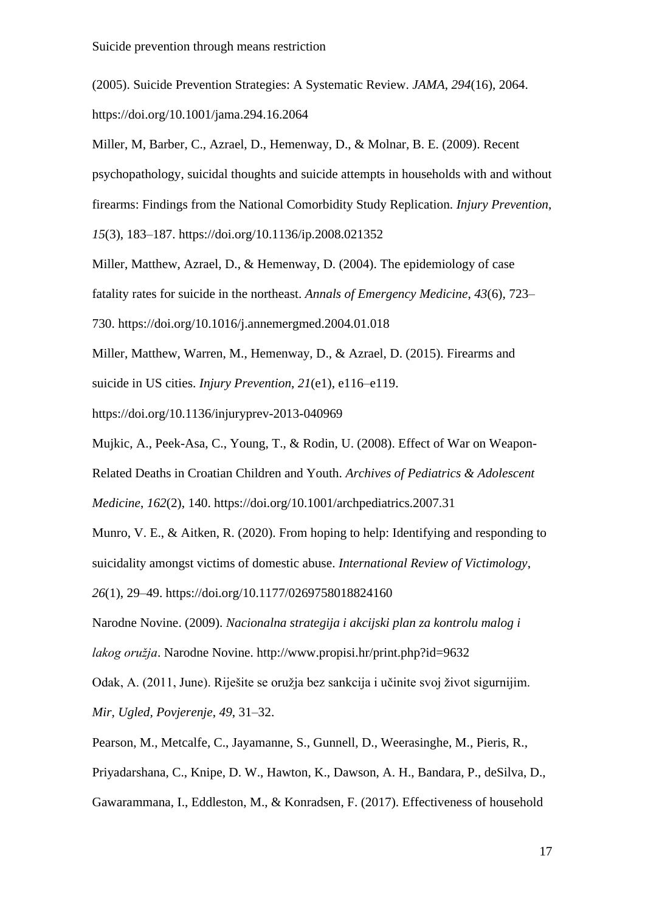(2005). Suicide Prevention Strategies: A Systematic Review. *JAMA*, *294*(16), 2064. https://doi.org/10.1001/jama.294.16.2064

Miller, M, Barber, C., Azrael, D., Hemenway, D., & Molnar, B. E. (2009). Recent psychopathology, suicidal thoughts and suicide attempts in households with and without firearms: Findings from the National Comorbidity Study Replication. *Injury Prevention*, *15*(3), 183–187. https://doi.org/10.1136/ip.2008.021352

Miller, Matthew, Azrael, D., & Hemenway, D. (2004). The epidemiology of case fatality rates for suicide in the northeast. *Annals of Emergency Medicine*, *43*(6), 723–730. https://doi.org/10.1016/j.annemergmed.2004.01.018

Miller, Matthew, Warren, M., Hemenway, D., & Azrael, D. (2015). Firearms and suicide in US cities. *Injury Prevention*, *21*(e1), e116–e119. https://doi.org/10.1136/injuryprev-2013-040969

Mujkic, A., Peek-Asa, C., Young, T., & Rodin, U. (2008). Effect of War on Weapon-Related Deaths in Croatian Children and Youth. *Archives of Pediatrics & Adolescent Medicine*, *162*(2), 140. https://doi.org/10.1001/archpediatrics.2007.31

Munro, V. E., & Aitken, R. (2020). From hoping to help: Identifying and responding to suicidality amongst victims of domestic abuse. *International Review of Victimology*, *26*(1), 29–49. https://doi.org/10.1177/0269758018824160

Narodne Novine. (2009). *Nacionalna strategija i akcijski plan za kontrolu malog i lakog oružja*. Narodne Novine. http://www.propisi.hr/print.php?id=9632

Odak, A. (2011, June). Riješite se oružja bez sankcija i učinite svoj život sigurnijim. *Mir, Ugled, Povjerenje*, *49*, 31–32.

Pearson, M., Metcalfe, C., Jayamanne, S., Gunnell, D., Weerasinghe, M., Pieris, R., Priyadarshana, C., Knipe, D. W., Hawton, K., Dawson, A. H., Bandara, P., deSilva, D., Gawarammana, I., Eddleston, M., & Konradsen, F. (2017). Effectiveness of household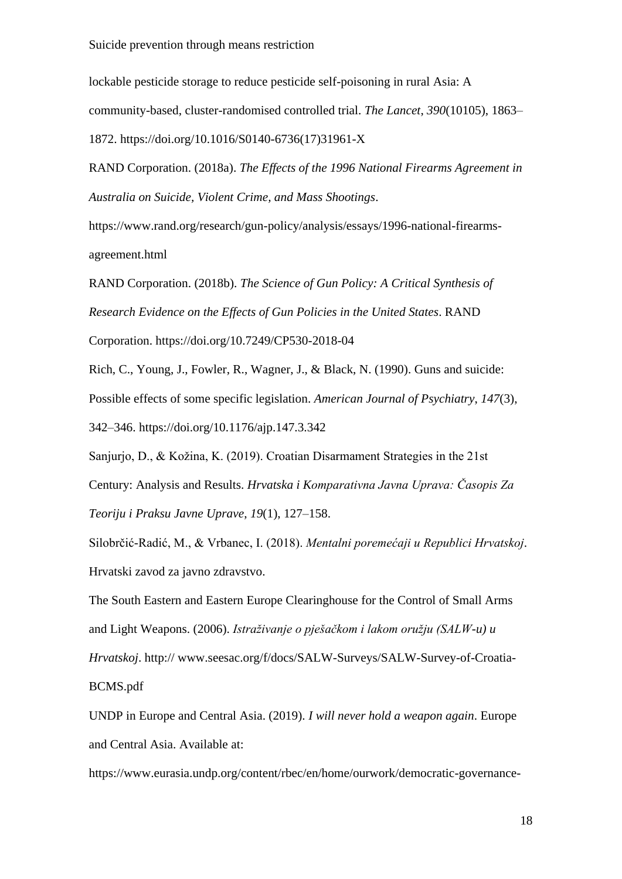lockable pesticide storage to reduce pesticide self-poisoning in rural Asia: A community-based, cluster-randomised controlled trial. *The Lancet*, *390*(10105), 1863–1872. https://doi.org/10.1016/S0140-6736(17)31961-X

RAND Corporation. (2018a). *The Effects of the 1996 National Firearms Agreement in Australia on Suicide, Violent Crime, and Mass Shootings*. https://www.rand.org/research/gun-policy/analysis/essays/1996-national-firearms-agreement.html

RAND Corporation. (2018b). *The Science of Gun Policy: A Critical Synthesis of Research Evidence on the Effects of Gun Policies in the United States*. RAND Corporation. https://doi.org/10.7249/CP530-2018-04

Rich, C., Young, J., Fowler, R., Wagner, J., & Black, N. (1990). Guns and suicide: Possible effects of some specific legislation. *American Journal of Psychiatry*, *147*(3), 342–346. https://doi.org/10.1176/ajp.147.3.342

Sanjurjo, D., & Kožina, K. (2019). Croatian Disarmament Strategies in the 21st Century: Analysis and Results. *Hrvatska i Komparativna Javna Uprava: Časopis Za Teoriju i Praksu Javne Uprave*, *19*(1), 127–158.

Silobrčić-Radić, M., & Vrbanec, I. (2018). *Mentalni poremećaji u Republici Hrvatskoj*. Hrvatski zavod za javno zdravstvo.

The South Eastern and Eastern Europe Clearinghouse for the Control of Small Arms and Light Weapons. (2006). *Istraživanje o pješačkom i lakom oružju (SALW-u) u Hrvatskoj*. http:// www.seesac.org/f/docs/SALW-Surveys/SALW-Survey-of-Croatia-BCMS.pdf

UNDP in Europe and Central Asia. (2019). *I will never hold a weapon again*. Europe and Central Asia. Available at: https://www.eurasia.undp.org/content/rbec/en/home/ourwork/democratic-governance-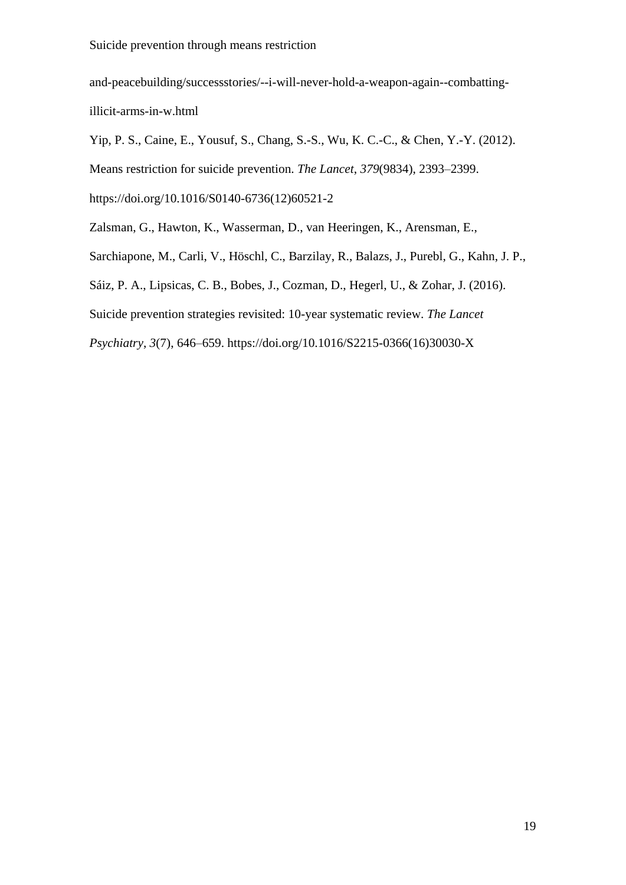and-peacebuilding/successstories/--i-will-never-hold-a-weapon-again--combatting-illicit-arms-in-w.html

Yip, P. S., Caine, E., Yousuf, S., Chang, S.-S., Wu, K. C.-C., & Chen, Y.-Y. (2012). Means restriction for suicide prevention. *The Lancet*, *379*(9834), 2393–2399. https://doi.org/10.1016/S0140-6736(12)60521-2

Zalsman, G., Hawton, K., Wasserman, D., van Heeringen, K., Arensman, E., Sarchiapone, M., Carli, V., Höschl, C., Barzilay, R., Balazs, J., Purebl, G., Kahn, J. P., Sáiz, P. A., Lipsicas, C. B., Bobes, J., Cozman, D., Hegerl, U., & Zohar, J. (2016). Suicide prevention strategies revisited: 10-year systematic review. *The Lancet Psychiatry*, *3*(7), 646–659. https://doi.org/10.1016/S2215-0366(16)30030-X